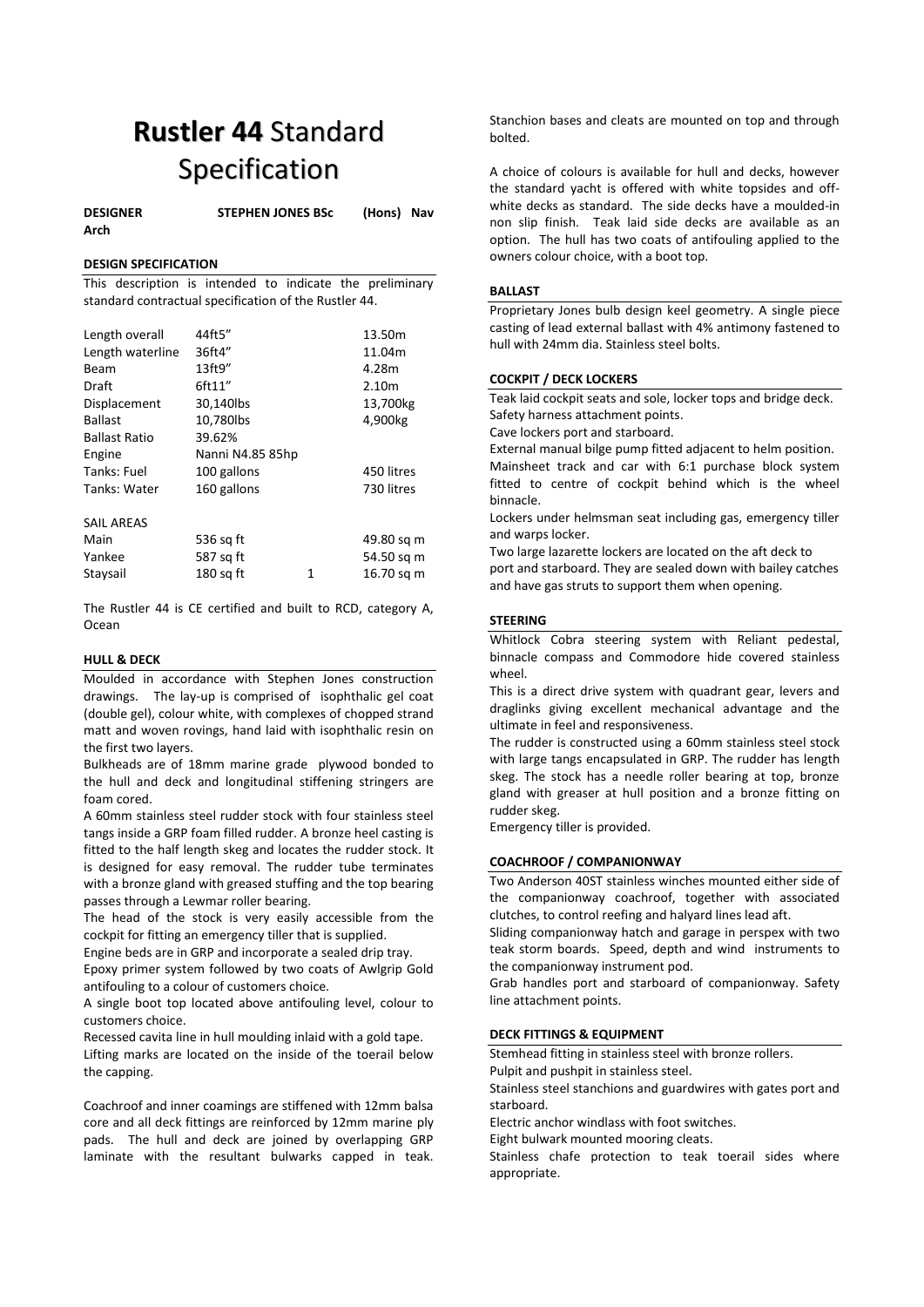# **Rustler 44** Standard Specification

**DESIGNER** **STEPHEN JONES BSc (Hons) Nav Arch**

**DESIGN SPECIFICATION**

This description is intended to indicate the preliminary standard contractual specification of the Rustler 44.

| | | | |
|---|---|---|---|
| Length overall | 44ft5" | | 13.50m |
| Length waterline | 36ft4" | | 11.04m |
| Beam | 13ft9" | | 4.28m |
| Draft | 6ft11" | | 2.10m |
| Displacement | 30,140lbs | | 13,700kg |
| Ballast | 10,780lbs | | 4,900kg |
| Ballast Ratio | 39.62% | | |
| Engine | Nanni N4.85 85hp | | |
| Tanks: Fuel | 100 gallons | | 450 litres |
| Tanks: Water | 160 gallons | | 730 litres |
| | | | |
| SAIL AREAS | | | |
| Main | 536 sq ft | | 49.80 sq m |
| Yankee | 587 sq ft | | 54.50 sq m |
| Staysail | 180 sq ft | 1 | 16.70 sq m |

The Rustler 44 is CE certified and built to RCD, category A, Ocean

**HULL & DECK**

Moulded in accordance with Stephen Jones construction drawings. The lay-up is comprised of isophthalic gel coat (double gel), colour white, with complexes of chopped strand matt and woven rovings, hand laid with isophthalic resin on the first two layers.

Bulkheads are of 18mm marine grade plywood bonded to the hull and deck and longitudinal stiffening stringers are foam cored.

A 60mm stainless steel rudder stock with four stainless steel tangs inside a GRP foam filled rudder. A bronze heel casting is fitted to the half length skeg and locates the rudder stock. It is designed for easy removal. The rudder tube terminates with a bronze gland with greased stuffing and the top bearing passes through a Lewmar roller bearing.

The head of the stock is very easily accessible from the cockpit for fitting an emergency tiller that is supplied.

Engine beds are in GRP and incorporate a sealed drip tray.

Epoxy primer system followed by two coats of Awlgrip Gold antifouling to a colour of customers choice.

A single boot top located above antifouling level, colour to customers choice.

Recessed cavita line in hull moulding inlaid with a gold tape.

Lifting marks are located on the inside of the toerail below the capping.

Coachroof and inner coamings are stiffened with 12mm balsa core and all deck fittings are reinforced by 12mm marine ply pads. The hull and deck are joined by overlapping GRP laminate with the resultant bulwarks capped in teak. Stanchion bases and cleats are mounted on top and through bolted.

A choice of colours is available for hull and decks, however the standard yacht is offered with white topsides and off-white decks as standard. The side decks have a moulded-in non slip finish. Teak laid side decks are available as an option. The hull has two coats of antifouling applied to the owners colour choice, with a boot top.

**BALLAST**

Proprietary Jones bulb design keel geometry. A single piece casting of lead external ballast with 4% antimony fastened to hull with 24mm dia. Stainless steel bolts.

**COCKPIT / DECK LOCKERS**

Teak laid cockpit seats and sole, locker tops and bridge deck.

Safety harness attachment points.

Cave lockers port and starboard.

External manual bilge pump fitted adjacent to helm position.

Mainsheet track and car with 6:1 purchase block system fitted to centre of cockpit behind which is the wheel binnacle.

Lockers under helmsman seat including gas, emergency tiller and warps locker.

Two large lazarette lockers are located on the aft deck to port and starboard. They are sealed down with bailey catches and have gas struts to support them when opening.

**STEERING**

Whitlock Cobra steering system with Reliant pedestal, binnacle compass and Commodore hide covered stainless wheel.

This is a direct drive system with quadrant gear, levers and draglinks giving excellent mechanical advantage and the ultimate in feel and responsiveness.

The rudder is constructed using a 60mm stainless steel stock with large tangs encapsulated in GRP. The rudder has length skeg. The stock has a needle roller bearing at top, bronze gland with greaser at hull position and a bronze fitting on rudder skeg.

Emergency tiller is provided.

**COACHROOF / COMPANIONWAY**

Two Anderson 40ST stainless winches mounted either side of the companionway coachroof, together with associated clutches, to control reefing and halyard lines lead aft.

Sliding companionway hatch and garage in perspex with two teak storm boards. Speed, depth and wind instruments to the companionway instrument pod.

Grab handles port and starboard of companionway. Safety line attachment points.

**DECK FITTINGS & EQUIPMENT**

Stemhead fitting in stainless steel with bronze rollers.

Pulpit and pushpit in stainless steel.

Stainless steel stanchions and guardwires with gates port and starboard.

Electric anchor windlass with foot switches.

Eight bulwark mounted mooring cleats.

Stainless chafe protection to teak toerail sides where appropriate.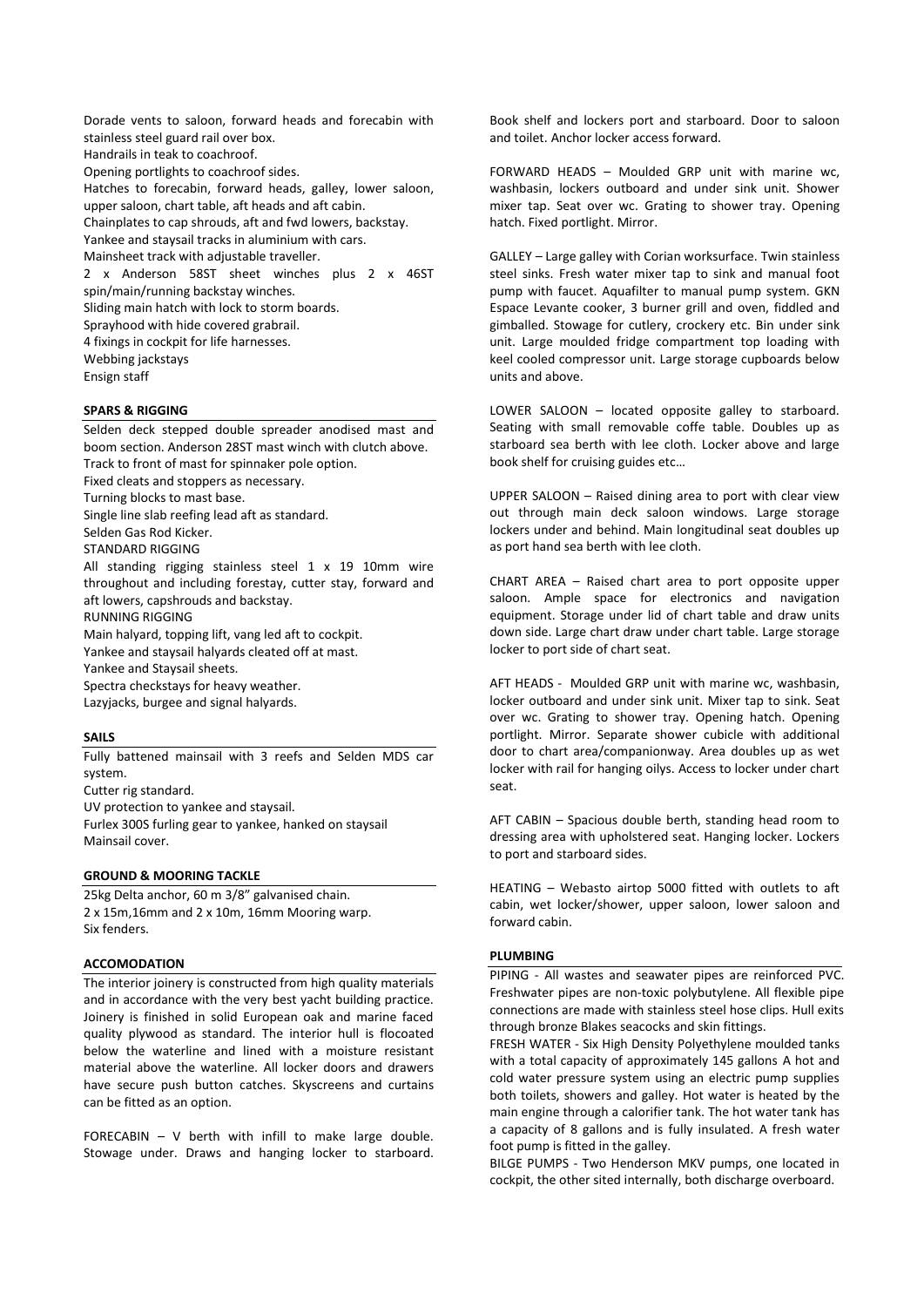Dorade vents to saloon, forward heads and forecabin with stainless steel guard rail over box.
Handrails in teak to coachroof.
Opening portlights to coachroof sides.
Hatches to forecabin, forward heads, galley, lower saloon, upper saloon, chart table, aft heads and aft cabin.
Chainplates to cap shrouds, aft and fwd lowers, backstay.
Yankee and staysail tracks in aluminium with cars.
Mainsheet track with adjustable traveller.
2 x Anderson 58ST sheet winches plus 2 x 46ST spin/main/running backstay winches.
Sliding main hatch with lock to storm boards.
Sprayhood with hide covered grabrail.
4 fixings in cockpit for life harnesses.
Webbing jackstays
Ensign staff

## SPARS & RIGGING

Selden deck stepped double spreader anodised mast and boom section. Anderson 28ST mast winch with clutch above.
Track to front of mast for spinnaker pole option.
Fixed cleats and stoppers as necessary.
Turning blocks to mast base.
Single line slab reefing lead aft as standard.
Selden Gas Rod Kicker.
STANDARD RIGGING
All standing rigging stainless steel 1 x 19 10mm wire throughout and including forestay, cutter stay, forward and aft lowers, capshrouds and backstay.
RUNNING RIGGING
Main halyard, topping lift, vang led aft to cockpit.
Yankee and staysail halyards cleated off at mast.
Yankee and Staysail sheets.
Spectra checkstays for heavy weather.
Lazyjacks, burgee and signal halyards.

## SAILS

Fully battened mainsail with 3 reefs and Selden MDS car system.
Cutter rig standard.
UV protection to yankee and staysail.
Furlex 300S furling gear to yankee, hanked on staysail
Mainsail cover.

## GROUND & MOORING TACKLE

25kg Delta anchor, 60 m 3/8" galvanised chain.
2 x 15m,16mm and 2 x 10m, 16mm Mooring warp.
Six fenders.

## ACCOMODATION

The interior joinery is constructed from high quality materials and in accordance with the very best yacht building practice. Joinery is finished in solid European oak and marine faced quality plywood as standard. The interior hull is flocoated below the waterline and lined with a moisture resistant material above the waterline. All locker doors and drawers have secure push button catches. Skyscreens and curtains can be fitted as an option.

FORECABIN – V berth with infill to make large double. Stowage under. Draws and hanging locker to starboard. Book shelf and lockers port and starboard. Door to saloon and toilet. Anchor locker access forward.

FORWARD HEADS – Moulded GRP unit with marine wc, washbasin, lockers outboard and under sink unit. Shower mixer tap. Seat over wc. Grating to shower tray. Opening hatch. Fixed portlight. Mirror.

GALLEY – Large galley with Corian worksurface. Twin stainless steel sinks. Fresh water mixer tap to sink and manual foot pump with faucet. Aquafilter to manual pump system. GKN Espace Levante cooker, 3 burner grill and oven, fiddled and gimballed. Stowage for cutlery, crockery etc. Bin under sink unit. Large moulded fridge compartment top loading with keel cooled compressor unit. Large storage cupboards below units and above.

LOWER SALOON – located opposite galley to starboard. Seating with small removable coffe table. Doubles up as starboard sea berth with lee cloth. Locker above and large book shelf for cruising guides etc…

UPPER SALOON – Raised dining area to port with clear view out through main deck saloon windows. Large storage lockers under and behind. Main longitudinal seat doubles up as port hand sea berth with lee cloth.

CHART AREA – Raised chart area to port opposite upper saloon. Ample space for electronics and navigation equipment. Storage under lid of chart table and draw units down side. Large chart draw under chart table. Large storage locker to port side of chart seat.

AFT HEADS - Moulded GRP unit with marine wc, washbasin, locker outboard and under sink unit. Mixer tap to sink. Seat over wc. Grating to shower tray. Opening hatch. Opening portlight. Mirror. Separate shower cubicle with additional door to chart area/companionway. Area doubles up as wet locker with rail for hanging oilys. Access to locker under chart seat.

AFT CABIN – Spacious double berth, standing head room to dressing area with upholstered seat. Hanging locker. Lockers to port and starboard sides.

HEATING – Webasto airtop 5000 fitted with outlets to aft cabin, wet locker/shower, upper saloon, lower saloon and forward cabin.

## PLUMBING

PIPING - All wastes and seawater pipes are reinforced PVC. Freshwater pipes are non-toxic polybutylene. All flexible pipe connections are made with stainless steel hose clips. Hull exits through bronze Blakes seacocks and skin fittings.
FRESH WATER - Six High Density Polyethylene moulded tanks with a total capacity of approximately 145 gallons A hot and cold water pressure system using an electric pump supplies both toilets, showers and galley. Hot water is heated by the main engine through a calorifier tank. The hot water tank has a capacity of 8 gallons and is fully insulated. A fresh water foot pump is fitted in the galley.
BILGE PUMPS - Two Henderson MKV pumps, one located in cockpit, the other sited internally, both discharge overboard.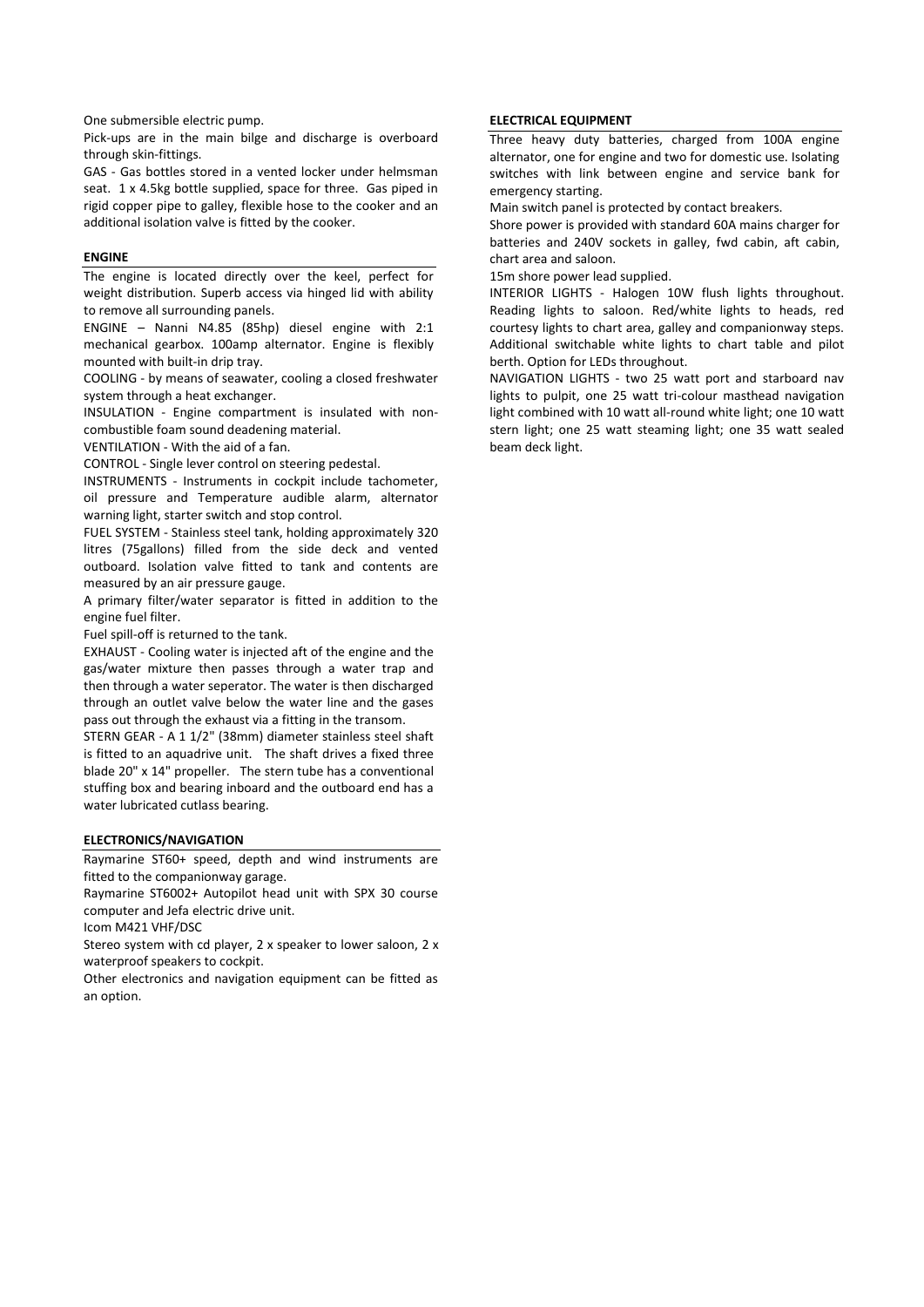One submersible electric pump.

Pick-ups are in the main bilge and discharge is overboard through skin-fittings.

GAS - Gas bottles stored in a vented locker under helmsman seat. 1 x 4.5kg bottle supplied, space for three. Gas piped in rigid copper pipe to galley, flexible hose to the cooker and an additional isolation valve is fitted by the cooker.

**ENGINE**

The engine is located directly over the keel, perfect for weight distribution. Superb access via hinged lid with ability to remove all surrounding panels.

ENGINE – Nanni N4.85 (85hp) diesel engine with 2:1 mechanical gearbox. 100amp alternator. Engine is flexibly mounted with built-in drip tray.

COOLING - by means of seawater, cooling a closed freshwater system through a heat exchanger.

INSULATION - Engine compartment is insulated with non-combustible foam sound deadening material.

VENTILATION - With the aid of a fan.

CONTROL - Single lever control on steering pedestal.

INSTRUMENTS - Instruments in cockpit include tachometer, oil pressure and Temperature audible alarm, alternator warning light, starter switch and stop control.

FUEL SYSTEM - Stainless steel tank, holding approximately 320 litres (75gallons) filled from the side deck and vented outboard. Isolation valve fitted to tank and contents are measured by an air pressure gauge.

A primary filter/water separator is fitted in addition to the engine fuel filter.

Fuel spill-off is returned to the tank.

EXHAUST - Cooling water is injected aft of the engine and the gas/water mixture then passes through a water trap and then through a water seperator. The water is then discharged through an outlet valve below the water line and the gases pass out through the exhaust via a fitting in the transom.

STERN GEAR - A 1 1/2" (38mm) diameter stainless steel shaft is fitted to an aquadrive unit. The shaft drives a fixed three blade 20" x 14" propeller. The stern tube has a conventional stuffing box and bearing inboard and the outboard end has a water lubricated cutlass bearing.

**ELECTRONICS/NAVIGATION**

Raymarine ST60+ speed, depth and wind instruments are fitted to the companionway garage.

Raymarine ST6002+ Autopilot head unit with SPX 30 course computer and Jefa electric drive unit.

Icom M421 VHF/DSC

Stereo system with cd player, 2 x speaker to lower saloon, 2 x waterproof speakers to cockpit.

Other electronics and navigation equipment can be fitted as an option.

**ELECTRICAL EQUIPMENT**

Three heavy duty batteries, charged from 100A engine alternator, one for engine and two for domestic use. Isolating switches with link between engine and service bank for emergency starting.

Main switch panel is protected by contact breakers.

Shore power is provided with standard 60A mains charger for batteries and 240V sockets in galley, fwd cabin, aft cabin, chart area and saloon.

15m shore power lead supplied.

INTERIOR LIGHTS - Halogen 10W flush lights throughout. Reading lights to saloon. Red/white lights to heads, red courtesy lights to chart area, galley and companionway steps. Additional switchable white lights to chart table and pilot berth. Option for LEDs throughout.

NAVIGATION LIGHTS - two 25 watt port and starboard nav lights to pulpit, one 25 watt tri-colour masthead navigation light combined with 10 watt all-round white light; one 10 watt stern light; one 25 watt steaming light; one 35 watt sealed beam deck light.